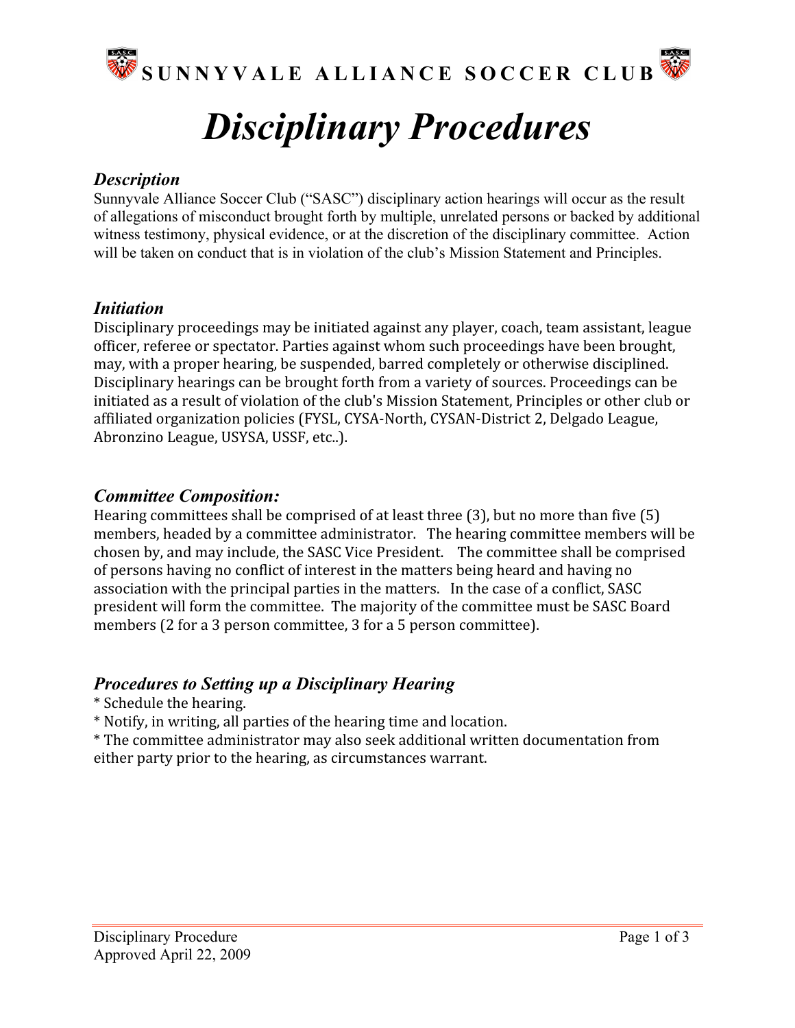**SUNNYVALE ALLIANCE SOCCER CLUB**

# *Disciplinary Procedures*

### *Description*

Sunnyvale Alliance Soccer Club ("SASC") disciplinary action hearings will occur as the result of allegations of misconduct brought forth by multiple, unrelated persons or backed by additional witness testimony, physical evidence, or at the discretion of the disciplinary committee. Action will be taken on conduct that is in violation of the club's Mission Statement and Principles.

### *Initiation*

Disciplinary proceedings may be initiated against any player, coach, team assistant, league officer, referee or spectator. Parties against whom such proceedings have been brought, may, with a proper hearing, be suspended, barred completely or otherwise disciplined. Disciplinary hearings can be brought forth from a variety of sources. Proceedings can be initiated as a result of violation of the club's Mission Statement, Principles or other club or affiliated organization policies (FYSL, CYSA-North, CYSAN-District 2, Delgado League, Abronzino League, USYSA, USSF, etc..).

### *Committee Composition:*

Hearing committees shall be comprised of at least three (3), but no more than five (5) members, headed by a committee administrator. The hearing committee members will be chosen by, and may include, the SASC Vice President. The committee shall be comprised of persons having no conflict of interest in the matters being heard and having no association with the principal parties in the matters. In the case of a conflict, SASC president will form the committee. The majority of the committee must be SASC Board members (2 for a 3 person committee, 3 for a 5 person committee).

### *Procedures to Setting up a Disciplinary Hearing*

* Schedule the hearing.
* Notify, in writing, all parties of the hearing time and location.
* The committee administrator may also seek additional written documentation from either party prior to the hearing, as circumstances warrant.

Disciplinary Procedure
Approved April 22, 2009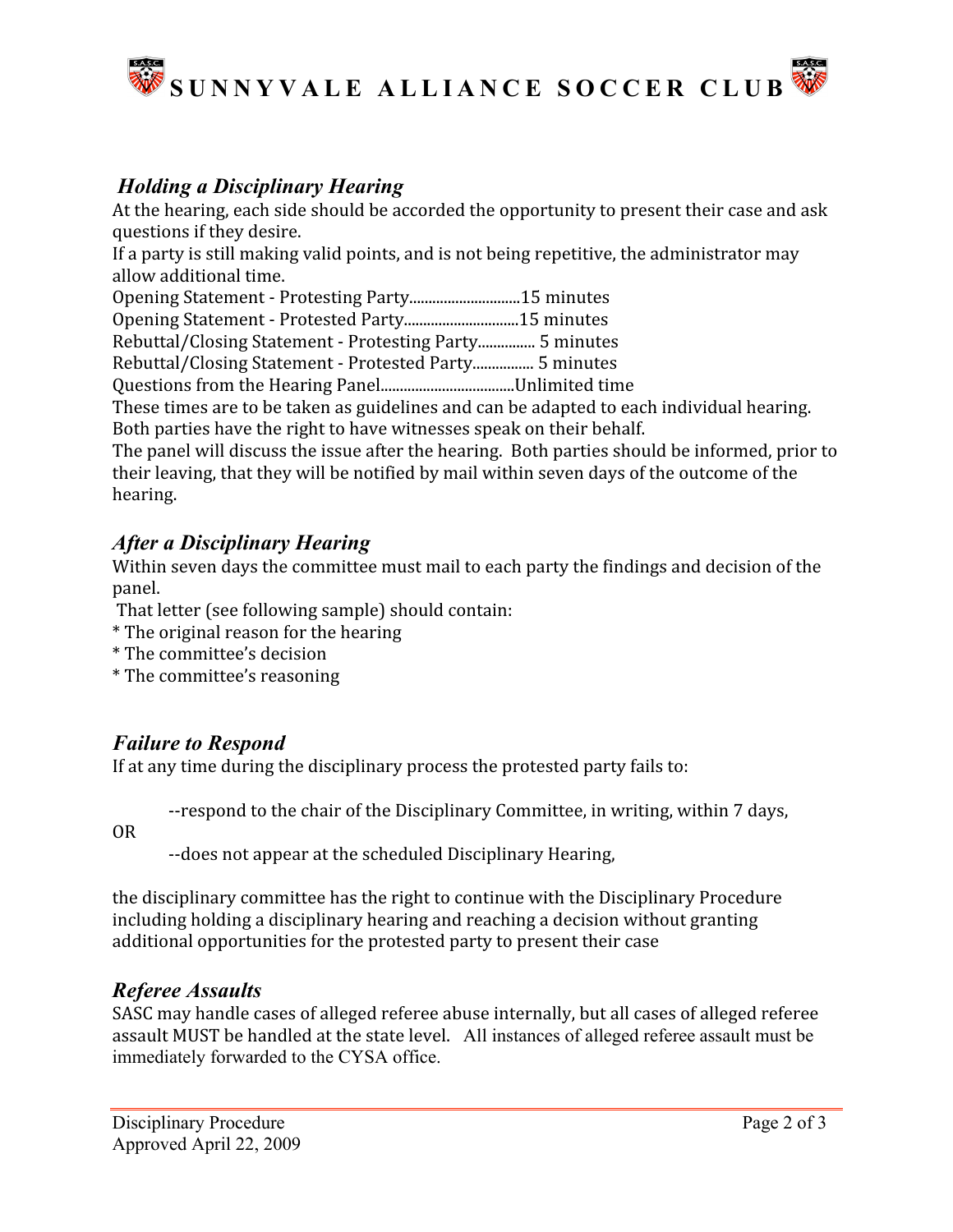### *Holding a Disciplinary Hearing*

At the hearing, each side should be accorded the opportunity to present their case and ask questions if they desire.

If a party is still making valid points, and is not being repetitive, the administrator may allow additional time.

Opening Statement - Protesting Party.............................15 minutes
Opening Statement - Protested Party..............................15 minutes
Rebuttal/Closing Statement - Protesting Party.............. 5 minutes
Rebuttal/Closing Statement - Protested Party................ 5 minutes
Questions from the Hearing Panel...................................Unlimited time

These times are to be taken as guidelines and can be adapted to each individual hearing.

Both parties have the right to have witnesses speak on their behalf.

The panel will discuss the issue after the hearing. Both parties should be informed, prior to their leaving, that they will be notified by mail within seven days of the outcome of the hearing.

### *After a Disciplinary Hearing*

Within seven days the committee must mail to each party the findings and decision of the panel.

That letter (see following sample) should contain:

* The original reason for the hearing
* The committee's decision
* The committee's reasoning

### *Failure to Respond*

If at any time during the disciplinary process the protested party fails to:

--respond to the chair of the Disciplinary Committee, in writing, within 7 days,

OR

--does not appear at the scheduled Disciplinary Hearing,

the disciplinary committee has the right to continue with the Disciplinary Procedure including holding a disciplinary hearing and reaching a decision without granting additional opportunities for the protested party to present their case

### *Referee Assaults*

SASC may handle cases of alleged referee abuse internally, but all cases of alleged referee assault MUST be handled at the state level. All instances of alleged referee assault must be immediately forwarded to the CYSA office.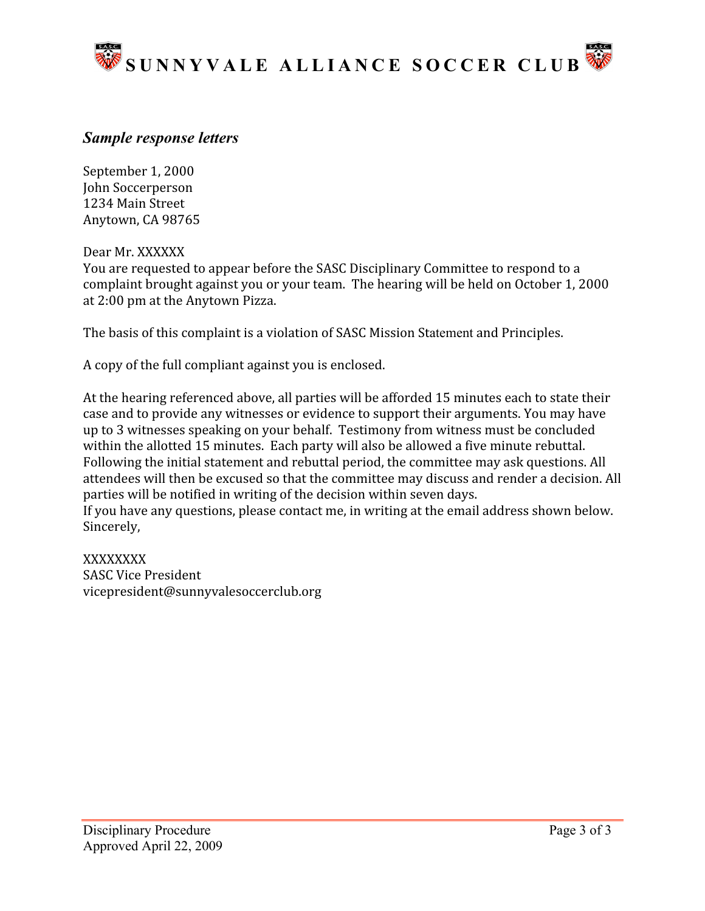*Sample response letters*

September 1, 2000
John Soccerperson
1234 Main Street
Anytown, CA 98765

Dear Mr. XXXXXX
You are requested to appear before the SASC Disciplinary Committee to respond to a complaint brought against you or your team. The hearing will be held on October 1, 2000 at 2:00 pm at the Anytown Pizza.

The basis of this complaint is a violation of SASC Mission Statement and Principles.

A copy of the full compliant against you is enclosed.

At the hearing referenced above, all parties will be afforded 15 minutes each to state their case and to provide any witnesses or evidence to support their arguments. You may have up to 3 witnesses speaking on your behalf. Testimony from witness must be concluded within the allotted 15 minutes. Each party will also be allowed a five minute rebuttal. Following the initial statement and rebuttal period, the committee may ask questions. All attendees will then be excused so that the committee may discuss and render a decision. All parties will be notified in writing of the decision within seven days.
If you have any questions, please contact me, in writing at the email address shown below.
Sincerely,

XXXXXXXX
SASC Vice President
vicepresident@sunnyvalesoccerclub.org